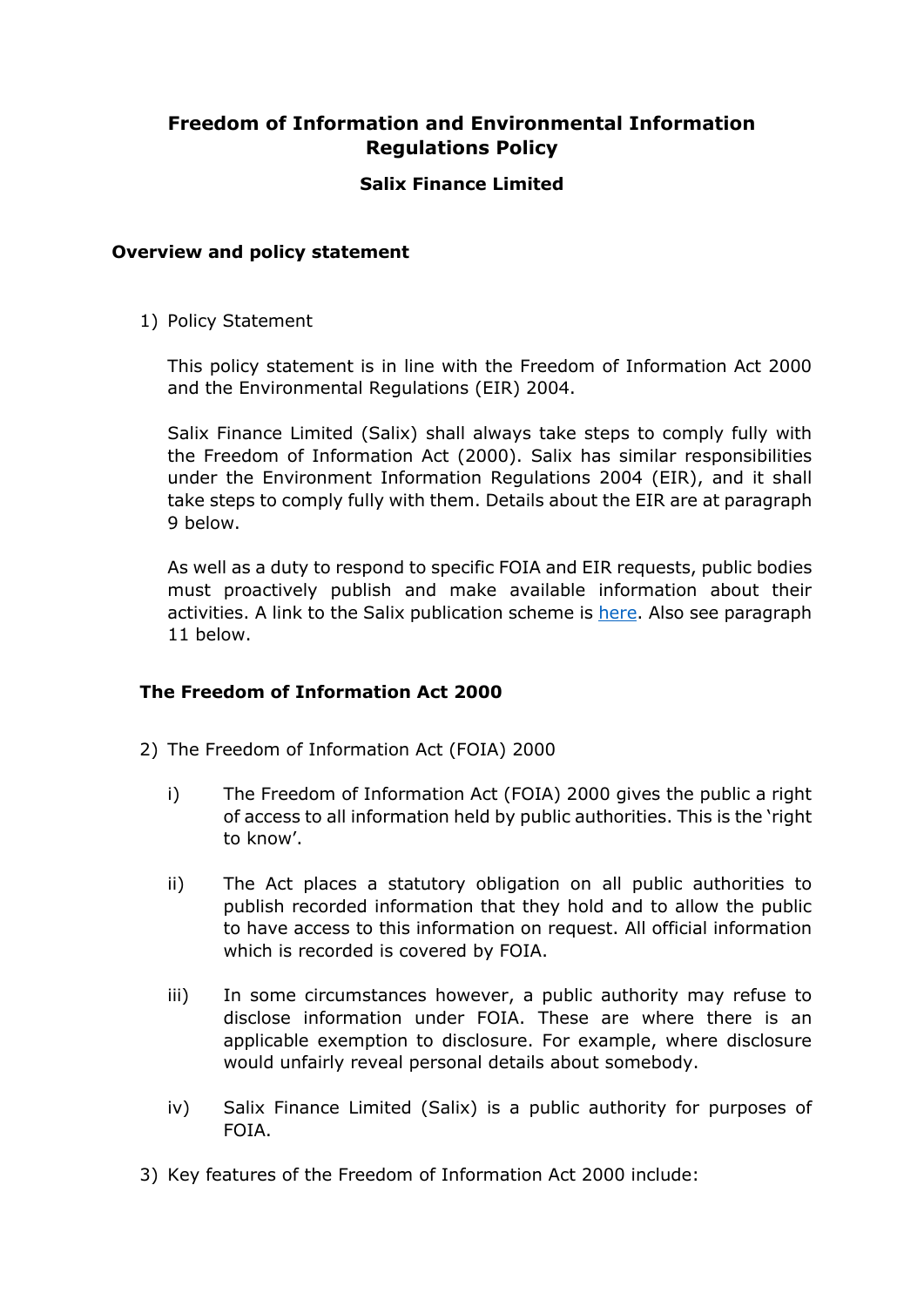# Freedom of Information and Environmental Information Regulations Policy

**Salix Finance Limited**

## Overview and policy statement

1) Policy Statement

   This policy statement is in line with the Freedom of Information Act 2000 and the Environmental Regulations (EIR) 2004.

   Salix Finance Limited (Salix) shall always take steps to comply fully with the Freedom of Information Act (2000). Salix has similar responsibilities under the Environment Information Regulations 2004 (EIR), and it shall take steps to comply fully with them. Details about the EIR are at paragraph 9 below.

   As well as a duty to respond to specific FOIA and EIR requests, public bodies must proactively publish and make available information about their activities. A link to the Salix publication scheme is here. Also see paragraph 11 below.

### The Freedom of Information Act 2000

2) The Freedom of Information Act (FOIA) 2000

   i) The Freedom of Information Act (FOIA) 2000 gives the public a right of access to all information held by public authorities. This is the 'right to know'.

   ii) The Act places a statutory obligation on all public authorities to publish recorded information that they hold and to allow the public to have access to this information on request. All official information which is recorded is covered by FOIA.

   iii) In some circumstances however, a public authority may refuse to disclose information under FOIA. These are where there is an applicable exemption to disclosure. For example, where disclosure would unfairly reveal personal details about somebody.

   iv) Salix Finance Limited (Salix) is a public authority for purposes of FOIA.

3) Key features of the Freedom of Information Act 2000 include: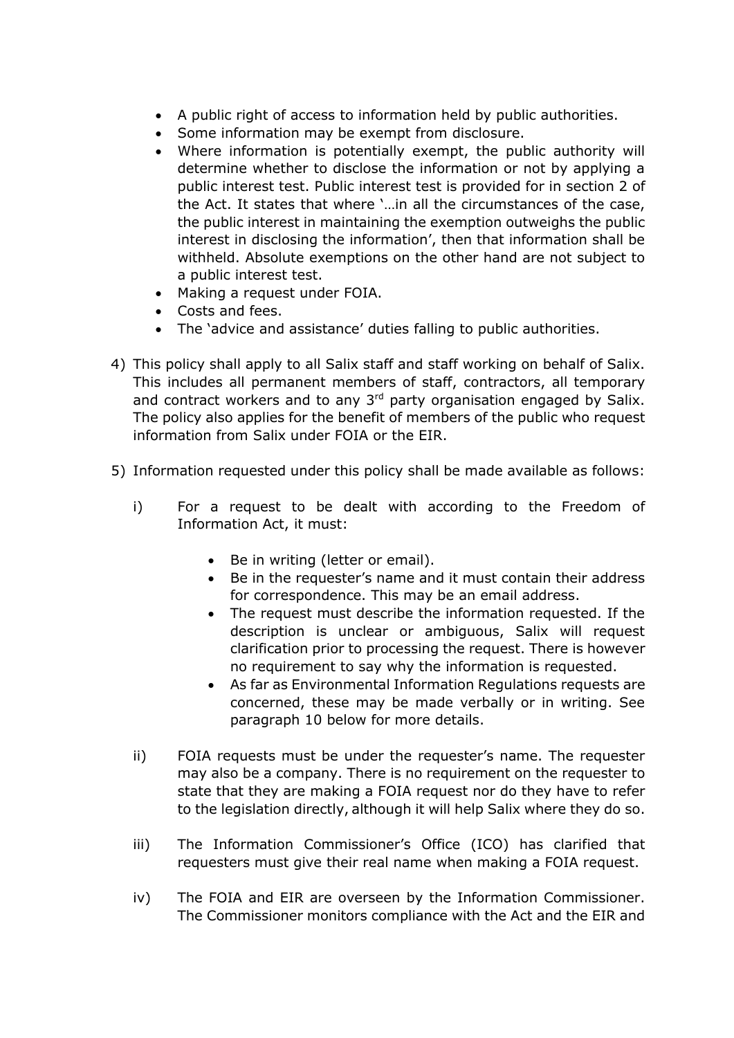- A public right of access to information held by public authorities.
- Some information may be exempt from disclosure.
- Where information is potentially exempt, the public authority will determine whether to disclose the information or not by applying a public interest test. Public interest test is provided for in section 2 of the Act. It states that where '…in all the circumstances of the case, the public interest in maintaining the exemption outweighs the public interest in disclosing the information', then that information shall be withheld. Absolute exemptions on the other hand are not subject to a public interest test.
- Making a request under FOIA.
- Costs and fees.
- The 'advice and assistance' duties falling to public authorities.

4) This policy shall apply to all Salix staff and staff working on behalf of Salix. This includes all permanent members of staff, contractors, all temporary and contract workers and to any 3rd party organisation engaged by Salix. The policy also applies for the benefit of members of the public who request information from Salix under FOIA or the EIR.

5) Information requested under this policy shall be made available as follows:

   i) For a request to be dealt with according to the Freedom of Information Act, it must:

      - Be in writing (letter or email).
      - Be in the requester's name and it must contain their address for correspondence. This may be an email address.
      - The request must describe the information requested. If the description is unclear or ambiguous, Salix will request clarification prior to processing the request. There is however no requirement to say why the information is requested.
      - As far as Environmental Information Regulations requests are concerned, these may be made verbally or in writing. See paragraph 10 below for more details.

   ii) FOIA requests must be under the requester's name. The requester may also be a company. There is no requirement on the requester to state that they are making a FOIA request nor do they have to refer to the legislation directly, although it will help Salix where they do so.

   iii) The Information Commissioner's Office (ICO) has clarified that requesters must give their real name when making a FOIA request.

   iv) The FOIA and EIR are overseen by the Information Commissioner. The Commissioner monitors compliance with the Act and the EIR and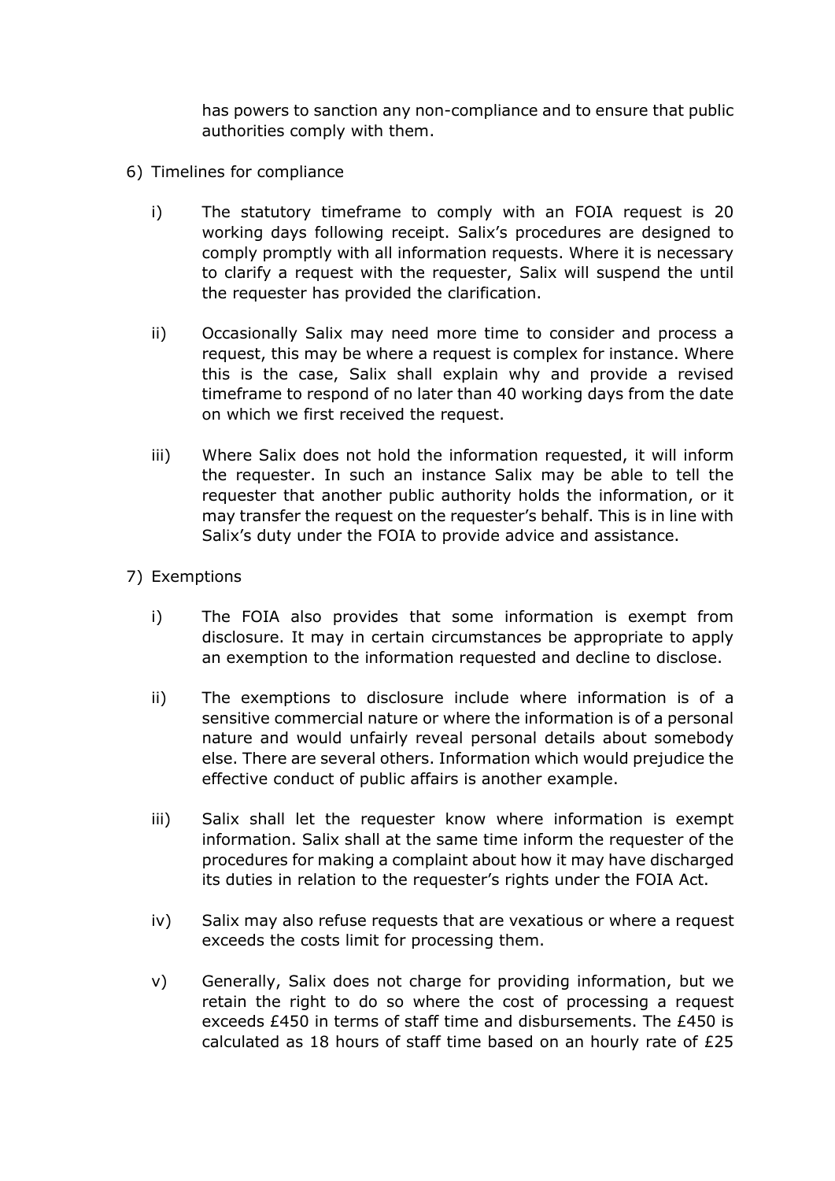has powers to sanction any non-compliance and to ensure that public authorities comply with them.

6) Timelines for compliance

   i) The statutory timeframe to comply with an FOIA request is 20 working days following receipt. Salix's procedures are designed to comply promptly with all information requests. Where it is necessary to clarify a request with the requester, Salix will suspend the until the requester has provided the clarification.

   ii) Occasionally Salix may need more time to consider and process a request, this may be where a request is complex for instance. Where this is the case, Salix shall explain why and provide a revised timeframe to respond of no later than 40 working days from the date on which we first received the request.

   iii) Where Salix does not hold the information requested, it will inform the requester. In such an instance Salix may be able to tell the requester that another public authority holds the information, or it may transfer the request on the requester's behalf. This is in line with Salix's duty under the FOIA to provide advice and assistance.

7) Exemptions

   i) The FOIA also provides that some information is exempt from disclosure. It may in certain circumstances be appropriate to apply an exemption to the information requested and decline to disclose.

   ii) The exemptions to disclosure include where information is of a sensitive commercial nature or where the information is of a personal nature and would unfairly reveal personal details about somebody else. There are several others. Information which would prejudice the effective conduct of public affairs is another example.

   iii) Salix shall let the requester know where information is exempt information. Salix shall at the same time inform the requester of the procedures for making a complaint about how it may have discharged its duties in relation to the requester's rights under the FOIA Act.

   iv) Salix may also refuse requests that are vexatious or where a request exceeds the costs limit for processing them.

   v) Generally, Salix does not charge for providing information, but we retain the right to do so where the cost of processing a request exceeds £450 in terms of staff time and disbursements. The £450 is calculated as 18 hours of staff time based on an hourly rate of £25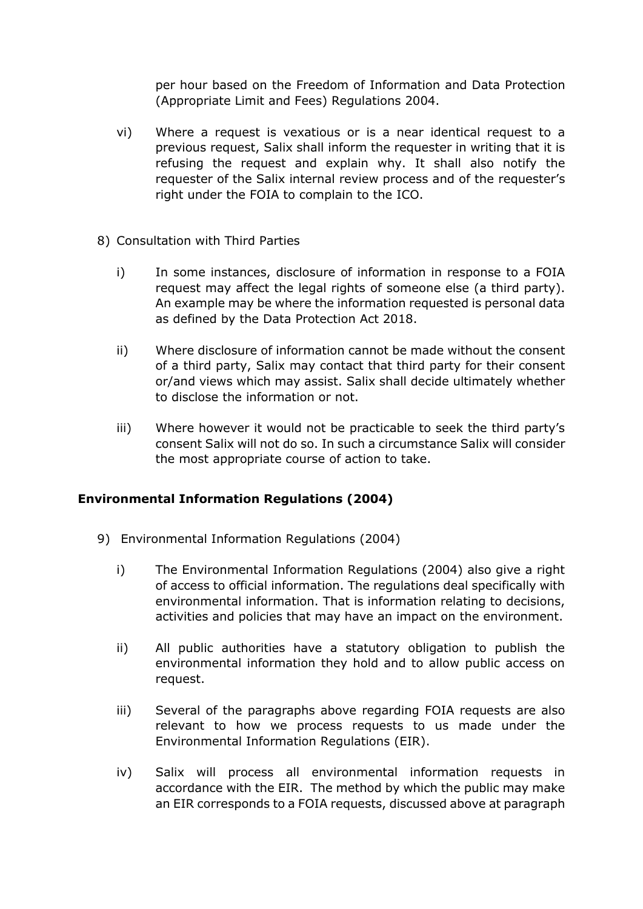per hour based on the Freedom of Information and Data Protection (Appropriate Limit and Fees) Regulations 2004.

vi) Where a request is vexatious or is a near identical request to a previous request, Salix shall inform the requester in writing that it is refusing the request and explain why. It shall also notify the requester of the Salix internal review process and of the requester's right under the FOIA to complain to the ICO.

8) Consultation with Third Parties

i) In some instances, disclosure of information in response to a FOIA request may affect the legal rights of someone else (a third party). An example may be where the information requested is personal data as defined by the Data Protection Act 2018.

ii) Where disclosure of information cannot be made without the consent of a third party, Salix may contact that third party for their consent or/and views which may assist. Salix shall decide ultimately whether to disclose the information or not.

iii) Where however it would not be practicable to seek the third party's consent Salix will not do so. In such a circumstance Salix will consider the most appropriate course of action to take.

## Environmental Information Regulations (2004)

9) Environmental Information Regulations (2004)

i) The Environmental Information Regulations (2004) also give a right of access to official information. The regulations deal specifically with environmental information. That is information relating to decisions, activities and policies that may have an impact on the environment.

ii) All public authorities have a statutory obligation to publish the environmental information they hold and to allow public access on request.

iii) Several of the paragraphs above regarding FOIA requests are also relevant to how we process requests to us made under the Environmental Information Regulations (EIR).

iv) Salix will process all environmental information requests in accordance with the EIR. The method by which the public may make an EIR corresponds to a FOIA requests, discussed above at paragraph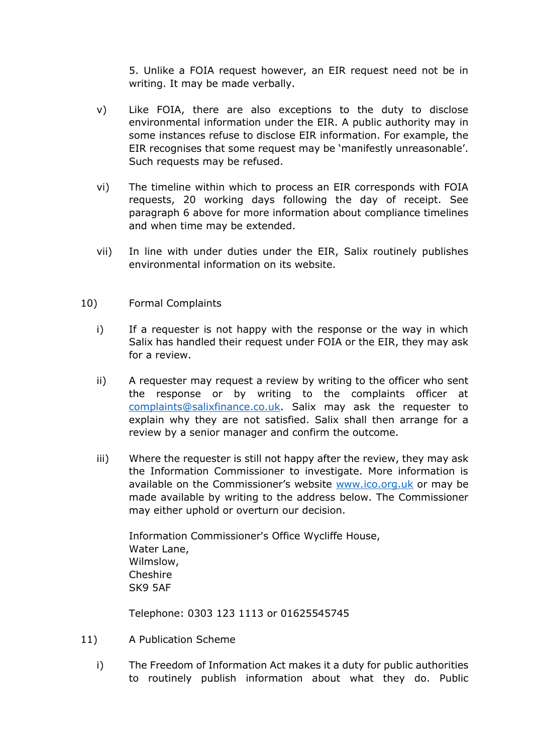5. Unlike a FOIA request however, an EIR request need not be in writing. It may be made verbally.

v) Like FOIA, there are also exceptions to the duty to disclose environmental information under the EIR. A public authority may in some instances refuse to disclose EIR information. For example, the EIR recognises that some request may be 'manifestly unreasonable'. Such requests may be refused.

vi) The timeline within which to process an EIR corresponds with FOIA requests, 20 working days following the day of receipt. See paragraph 6 above for more information about compliance timelines and when time may be extended.

vii) In line with under duties under the EIR, Salix routinely publishes environmental information on its website.

10) Formal Complaints

i) If a requester is not happy with the response or the way in which Salix has handled their request under FOIA or the EIR, they may ask for a review.

ii) A requester may request a review by writing to the officer who sent the response or by writing to the complaints officer at complaints@salixfinance.co.uk. Salix may ask the requester to explain why they are not satisfied. Salix shall then arrange for a review by a senior manager and confirm the outcome.

iii) Where the requester is still not happy after the review, they may ask the Information Commissioner to investigate. More information is available on the Commissioner's website www.ico.org.uk or may be made available by writing to the address below. The Commissioner may either uphold or overturn our decision.

Information Commissioner's Office Wycliffe House,
Water Lane,
Wilmslow,
Cheshire
SK9 5AF

Telephone: 0303 123 1113 or 01625545745

11) A Publication Scheme

i) The Freedom of Information Act makes it a duty for public authorities to routinely publish information about what they do. Public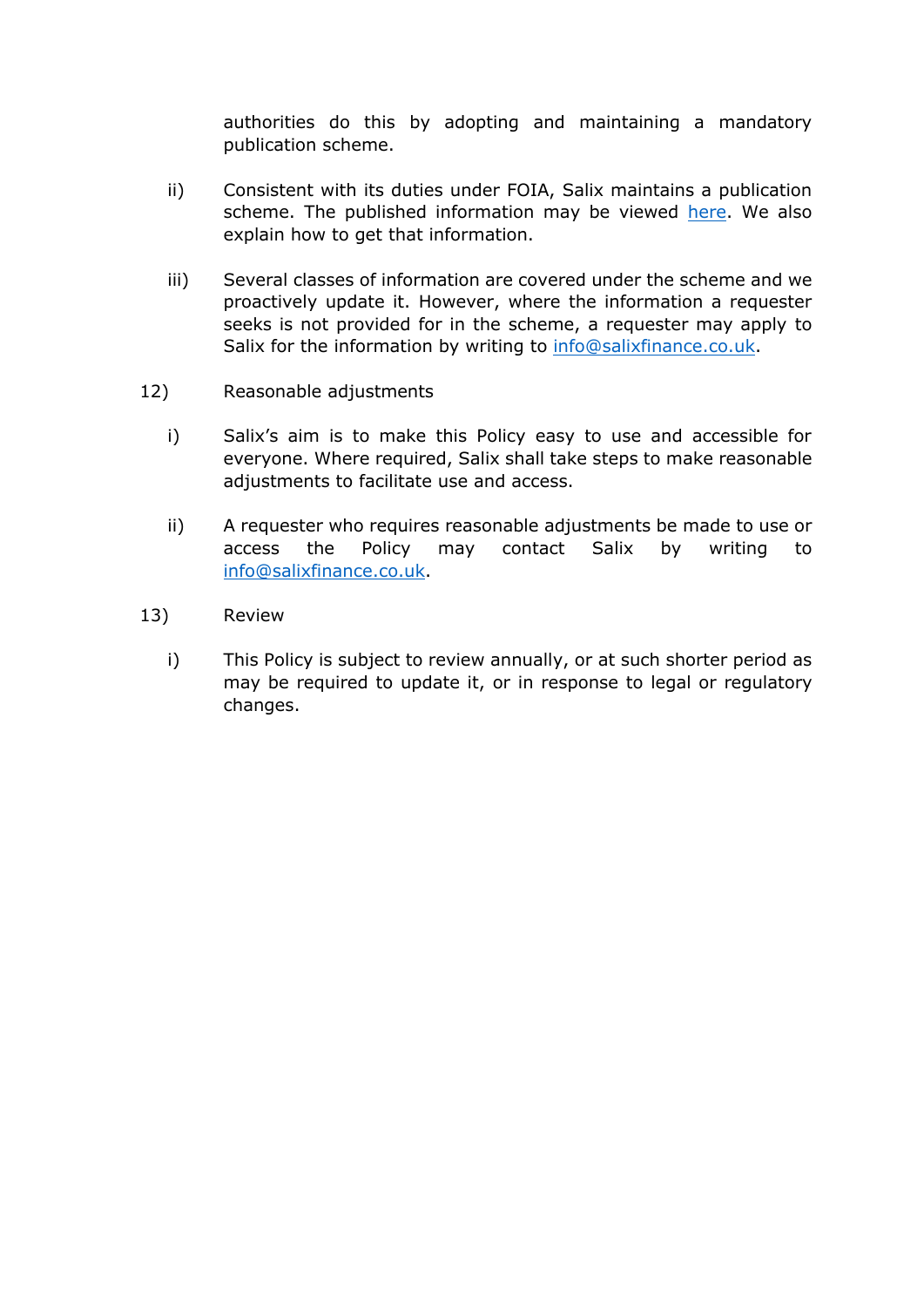authorities do this by adopting and maintaining a mandatory publication scheme.

ii) Consistent with its duties under FOIA, Salix maintains a publication scheme. The published information may be viewed here. We also explain how to get that information.

iii) Several classes of information are covered under the scheme and we proactively update it. However, where the information a requester seeks is not provided for in the scheme, a requester may apply to Salix for the information by writing to info@salixfinance.co.uk.

12) Reasonable adjustments

i) Salix's aim is to make this Policy easy to use and accessible for everyone. Where required, Salix shall take steps to make reasonable adjustments to facilitate use and access.

ii) A requester who requires reasonable adjustments be made to use or access the Policy may contact Salix by writing to info@salixfinance.co.uk.

13) Review

i) This Policy is subject to review annually, or at such shorter period as may be required to update it, or in response to legal or regulatory changes.